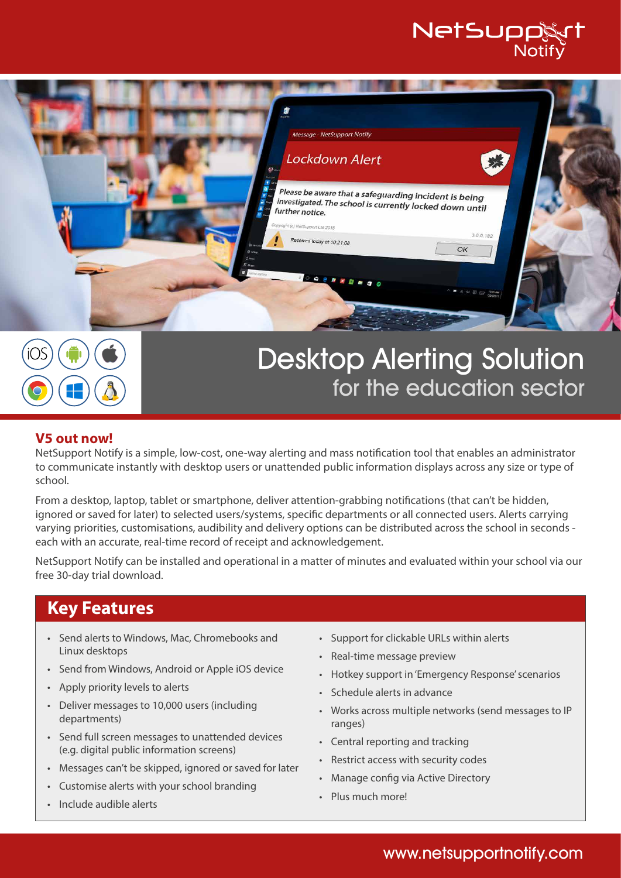NetSupport Notify

# Desktop Alerting Solution

## for the education sector

**V5 out now!**

NetSupport Notify is a simple, low-cost, one-way alerting and mass notification tool that enables an administrator to communicate instantly with desktop users or unattended public information displays across any size or type of school.

From a desktop, laptop, tablet or smartphone, deliver attention-grabbing notifications (that can't be hidden, ignored or saved for later) to selected users/systems, specific departments or all connected users. Alerts carrying varying priorities, customisations, audibility and delivery options can be distributed across the school in seconds - each with an accurate, real-time record of receipt and acknowledgement.

NetSupport Notify can be installed and operational in a matter of minutes and evaluated within your school via our free 30-day trial download.

## Key Features

- Send alerts to Windows, Mac, Chromebooks and Linux desktops
- Send from Windows, Android or Apple iOS device
- Apply priority levels to alerts
- Deliver messages to 10,000 users (including departments)
- Send full screen messages to unattended devices (e.g. digital public information screens)
- Messages can't be skipped, ignored or saved for later
- Customise alerts with your school branding
- Include audible alerts
- Support for clickable URLs within alerts
- Real-time message preview
- Hotkey support in 'Emergency Response' scenarios
- Schedule alerts in advance
- Works across multiple networks (send messages to IP ranges)
- Central reporting and tracking
- Restrict access with security codes
- Manage config via Active Directory
- Plus much more!

www.netsupportnotify.com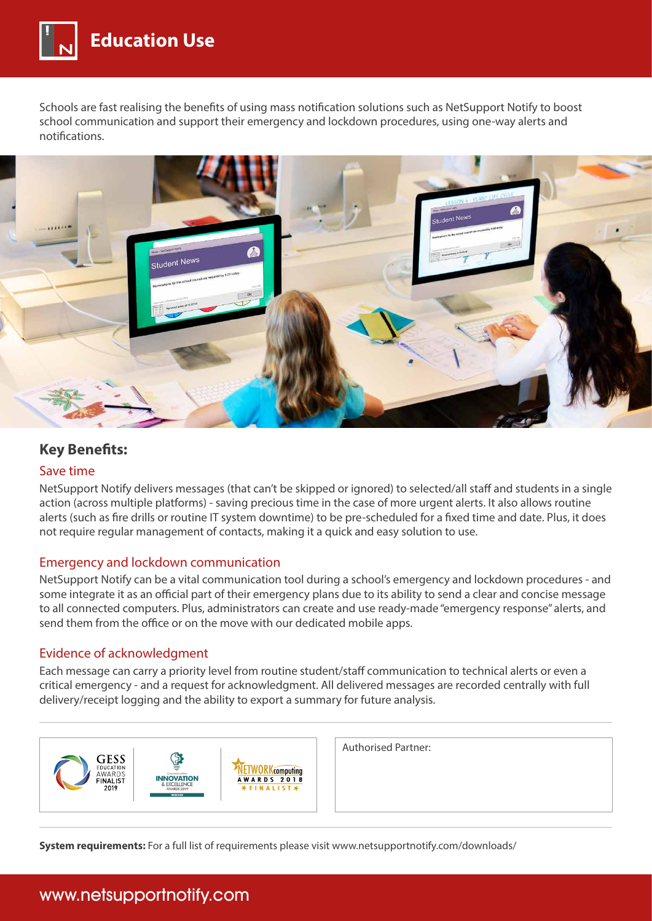# Education Use

Schools are fast realising the benefits of using mass notification solutions such as NetSupport Notify to boost school communication and support their emergency and lockdown procedures, using one-way alerts and notifications.

## Key Benefits:

### Save time

NetSupport Notify delivers messages (that can't be skipped or ignored) to selected/all staff and students in a single action (across multiple platforms) - saving precious time in the case of more urgent alerts. It also allows routine alerts (such as fire drills or routine IT system downtime) to be pre-scheduled for a fixed time and date. Plus, it does not require regular management of contacts, making it a quick and easy solution to use.

### Emergency and lockdown communication

NetSupport Notify can be a vital communication tool during a school's emergency and lockdown procedures - and some integrate it as an official part of their emergency plans due to its ability to send a clear and concise message to all connected computers. Plus, administrators can create and use ready-made "emergency response" alerts, and send them from the office or on the move with our dedicated mobile apps.

### Evidence of acknowledgment

Each message can carry a priority level from routine student/staff communication to technical alerts or even a critical emergency - and a request for acknowledgment. All delivered messages are recorded centrally with full delivery/receipt logging and the ability to export a summary for future analysis.

GESS EDUCATION AWARDS FINALIST 2019

INNOVATION & EXCELLENCE AWARDS 2019 WINNER

NETWORK computing AWARDS 2018 FINALIST

Authorised Partner:

**System requirements:** For a full list of requirements please visit www.netsupportnotify.com/downloads/

www.netsupportnotify.com